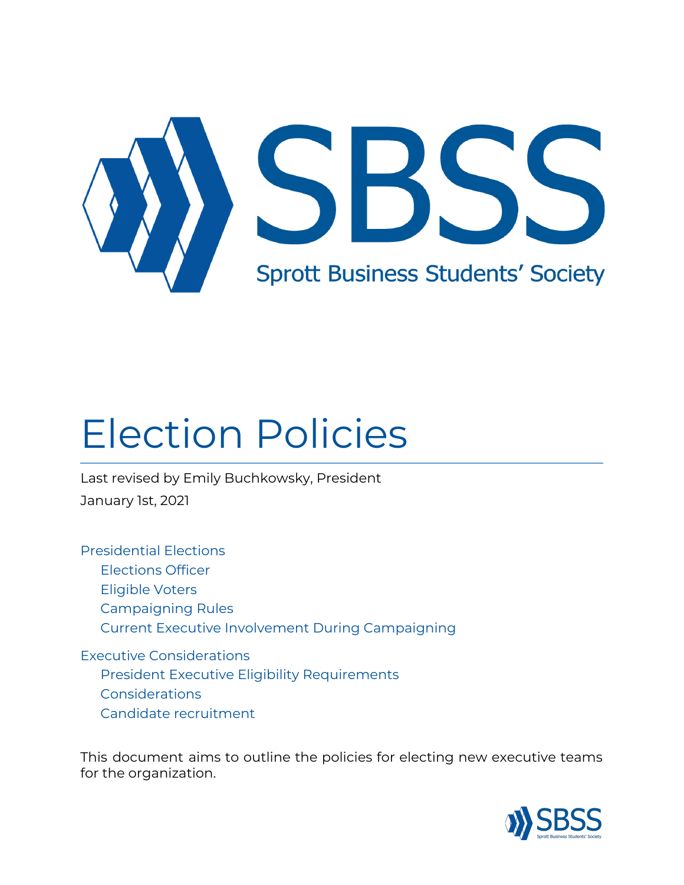# SBSS

Sprott Business Students' Society

# Election Policies

Last revised by Emily Buchkowsky, President

January 1st, 2021

- Presidential Elections
  - Elections Officer
  - Eligible Voters
  - Campaigning Rules
  - Current Executive Involvement During Campaigning
- Executive Considerations
  - President Executive Eligibility Requirements
  - Considerations
  - Candidate recruitment

This document aims to outline the policies for electing new executive teams for the organization.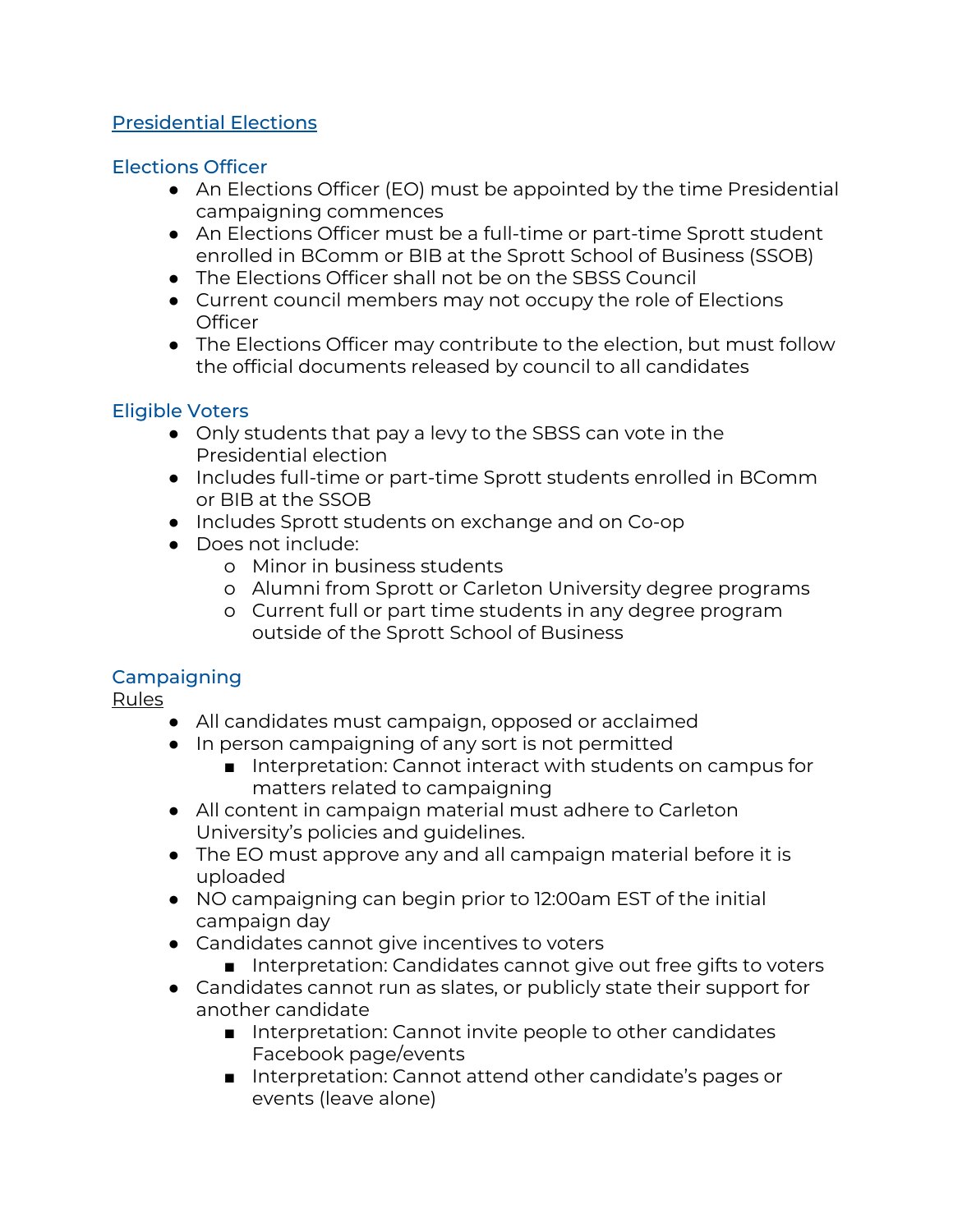## Presidential Elections

### Elections Officer

- An Elections Officer (EO) must be appointed by the time Presidential campaigning commences
- An Elections Officer must be a full-time or part-time Sprott student enrolled in BComm or BIB at the Sprott School of Business (SSOB)
- The Elections Officer shall not be on the SBSS Council
- Current council members may not occupy the role of Elections Officer
- The Elections Officer may contribute to the election, but must follow the official documents released by council to all candidates

### Eligible Voters

- Only students that pay a levy to the SBSS can vote in the Presidential election
- Includes full-time or part-time Sprott students enrolled in BComm or BIB at the SSOB
- Includes Sprott students on exchange and on Co-op
- Does not include:
  - Minor in business students
  - Alumni from Sprott or Carleton University degree programs
  - Current full or part time students in any degree program outside of the Sprott School of Business

### Campaigning

Rules

- All candidates must campaign, opposed or acclaimed
- In person campaigning of any sort is not permitted
  - Interpretation: Cannot interact with students on campus for matters related to campaigning
- All content in campaign material must adhere to Carleton University's policies and guidelines.
- The EO must approve any and all campaign material before it is uploaded
- NO campaigning can begin prior to 12:00am EST of the initial campaign day
- Candidates cannot give incentives to voters
  - Interpretation: Candidates cannot give out free gifts to voters
- Candidates cannot run as slates, or publicly state their support for another candidate
  - Interpretation: Cannot invite people to other candidates Facebook page/events
  - Interpretation: Cannot attend other candidate's pages or events (leave alone)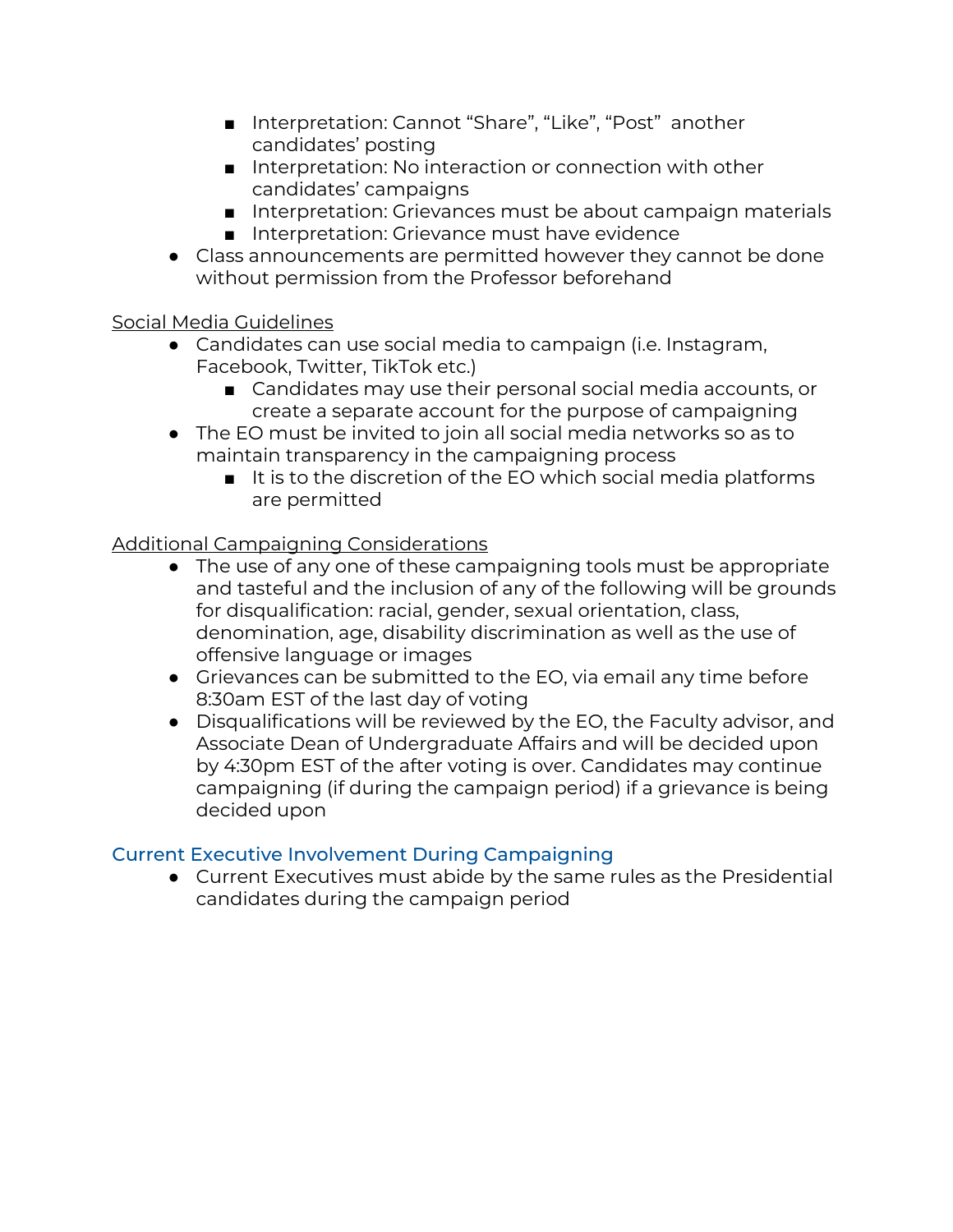- Interpretation: Cannot "Share", "Like", "Post" another candidates' posting
    - Interpretation: No interaction or connection with other candidates' campaigns
    - Interpretation: Grievances must be about campaign materials
    - Interpretation: Grievance must have evidence
- Class announcements are permitted however they cannot be done without permission from the Professor beforehand

<u>Social Media Guidelines</u>

- Candidates can use social media to campaign (i.e. Instagram, Facebook, Twitter, TikTok etc.)
    - Candidates may use their personal social media accounts, or create a separate account for the purpose of campaigning
- The EO must be invited to join all social media networks so as to maintain transparency in the campaigning process
    - It is to the discretion of the EO which social media platforms are permitted

<u>Additional Campaigning Considerations</u>

- The use of any one of these campaigning tools must be appropriate and tasteful and the inclusion of any of the following will be grounds for disqualification: racial, gender, sexual orientation, class, denomination, age, disability discrimination as well as the use of offensive language or images
- Grievances can be submitted to the EO, via email any time before 8:30am EST of the last day of voting
- Disqualifications will be reviewed by the EO, the Faculty advisor, and Associate Dean of Undergraduate Affairs and will be decided upon by 4:30pm EST of the after voting is over. Candidates may continue campaigning (if during the campaign period) if a grievance is being decided upon

## Current Executive Involvement During Campaigning

- Current Executives must abide by the same rules as the Presidential candidates during the campaign period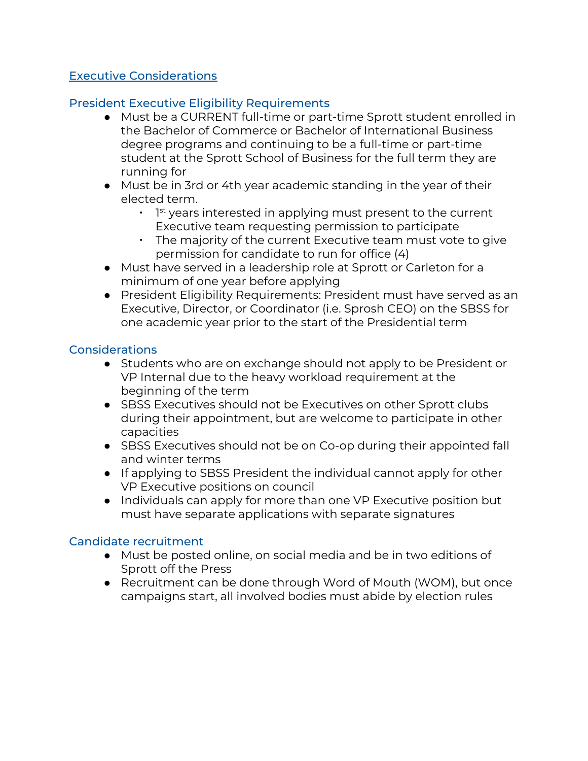## Executive Considerations

### President Executive Eligibility Requirements

- Must be a CURRENT full-time or part-time Sprott student enrolled in the Bachelor of Commerce or Bachelor of International Business degree programs and continuing to be a full-time or part-time student at the Sprott School of Business for the full term they are running for
- Must be in 3rd or 4th year academic standing in the year of their elected term.
  - 1st years interested in applying must present to the current Executive team requesting permission to participate
  - The majority of the current Executive team must vote to give permission for candidate to run for office (4)
- Must have served in a leadership role at Sprott or Carleton for a minimum of one year before applying
- President Eligibility Requirements: President must have served as an Executive, Director, or Coordinator (i.e. Sprosh CEO) on the SBSS for one academic year prior to the start of the Presidential term

### Considerations

- Students who are on exchange should not apply to be President or VP Internal due to the heavy workload requirement at the beginning of the term
- SBSS Executives should not be Executives on other Sprott clubs during their appointment, but are welcome to participate in other capacities
- SBSS Executives should not be on Co-op during their appointed fall and winter terms
- If applying to SBSS President the individual cannot apply for other VP Executive positions on council
- Individuals can apply for more than one VP Executive position but must have separate applications with separate signatures

### Candidate recruitment

- Must be posted online, on social media and be in two editions of Sprott off the Press
- Recruitment can be done through Word of Mouth (WOM), but once campaigns start, all involved bodies must abide by election rules